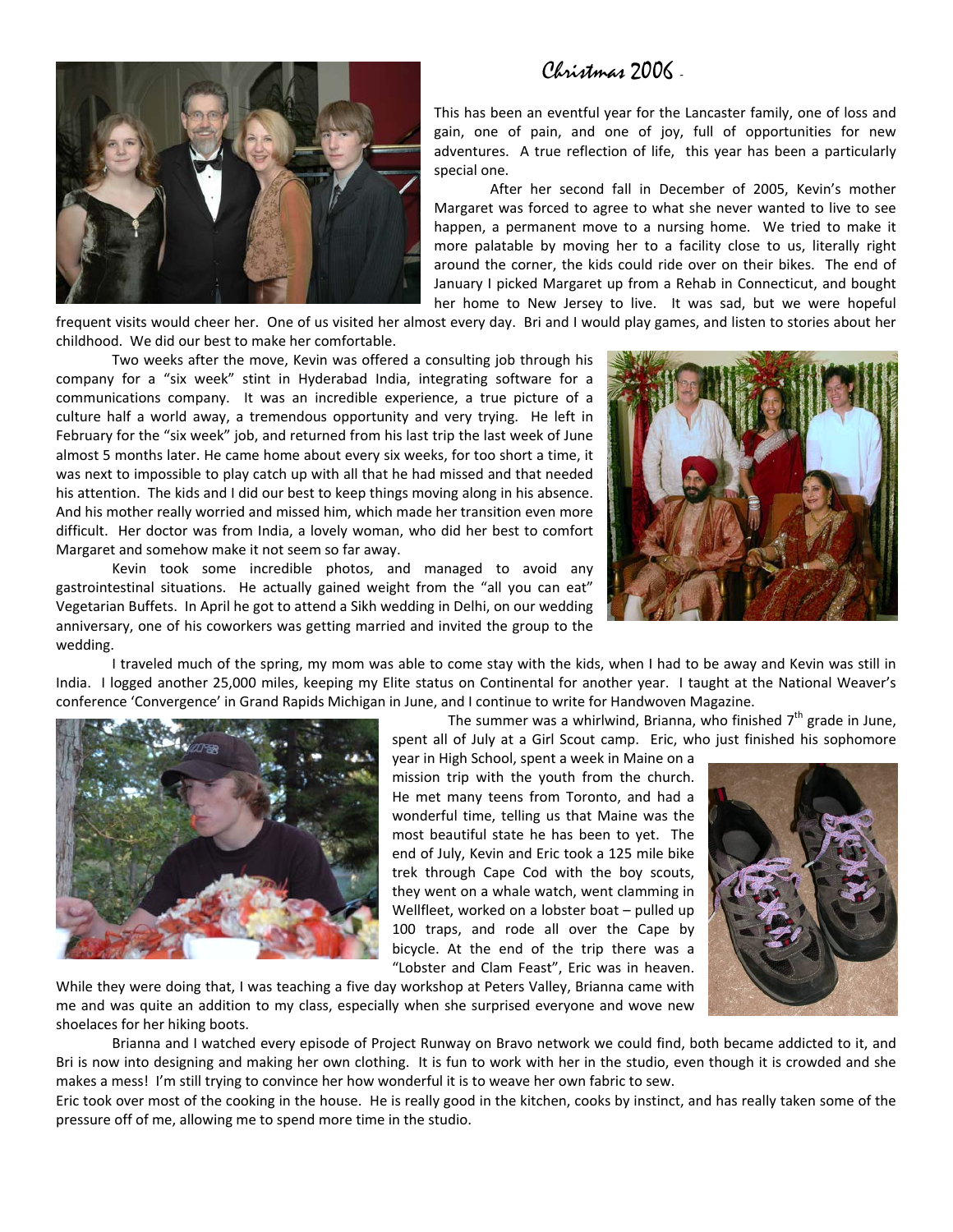# Christmas 2006 -

This has been an eventful year for the Lancaster family, one of loss and gain, one of pain, and one of joy, full of opportunities for new adventures. A true reflection of life, this year has been a particularly special one.

After her second fall in December of 2005, Kevin's mother Margaret was forced to agree to what she never wanted to live to see happen, a permanent move to a nursing home. We tried to make it more palatable by moving her to a facility close to us, literally right around the corner, the kids could ride over on their bikes. The end of January I picked Margaret up from a Rehab in Connecticut, and bought her home to New Jersey to live. It was sad, but we were hopeful frequent visits would cheer her. One of us visited her almost every day. Bri and I would play games, and listen to stories about her childhood. We did our best to make her comfortable.

Two weeks after the move, Kevin was offered a consulting job through his company for a "six week" stint in Hyderabad India, integrating software for a communications company. It was an incredible experience, a true picture of a culture half a world away, a tremendous opportunity and very trying. He left in February for the "six week" job, and returned from his last trip the last week of June almost 5 months later. He came home about every six weeks, for too short a time, it was next to impossible to play catch up with all that he had missed and that needed his attention. The kids and I did our best to keep things moving along in his absence. And his mother really worried and missed him, which made her transition even more difficult. Her doctor was from India, a lovely woman, who did her best to comfort Margaret and somehow make it not seem so far away.

Kevin took some incredible photos, and managed to avoid any gastrointestinal situations. He actually gained weight from the "all you can eat" Vegetarian Buffets. In April he got to attend a Sikh wedding in Delhi, on our wedding anniversary, one of his coworkers was getting married and invited the group to the wedding.

I traveled much of the spring, my mom was able to come stay with the kids, when I had to be away and Kevin was still in India. I logged another 25,000 miles, keeping my Elite status on Continental for another year. I taught at the National Weaver's conference 'Convergence' in Grand Rapids Michigan in June, and I continue to write for Handwoven Magazine.

The summer was a whirlwind, Brianna, who finished 7th grade in June, spent all of July at a Girl Scout camp. Eric, who just finished his sophomore year in High School, spent a week in Maine on a mission trip with the youth from the church. He met many teens from Toronto, and had a wonderful time, telling us that Maine was the most beautiful state he has been to yet. The end of July, Kevin and Eric took a 125 mile bike trek through Cape Cod with the boy scouts, they went on a whale watch, went clamming in Wellfleet, worked on a lobster boat – pulled up 100 traps, and rode all over the Cape by bicycle. At the end of the trip there was a "Lobster and Clam Feast", Eric was in heaven. While they were doing that, I was teaching a five day workshop at Peters Valley, Brianna came with me and was quite an addition to my class, especially when she surprised everyone and wove new shoelaces for her hiking boots.

Brianna and I watched every episode of Project Runway on Bravo network we could find, both became addicted to it, and Bri is now into designing and making her own clothing. It is fun to work with her in the studio, even though it is crowded and she makes a mess! I'm still trying to convince her how wonderful it is to weave her own fabric to sew.

Eric took over most of the cooking in the house. He is really good in the kitchen, cooks by instinct, and has really taken some of the pressure off of me, allowing me to spend more time in the studio.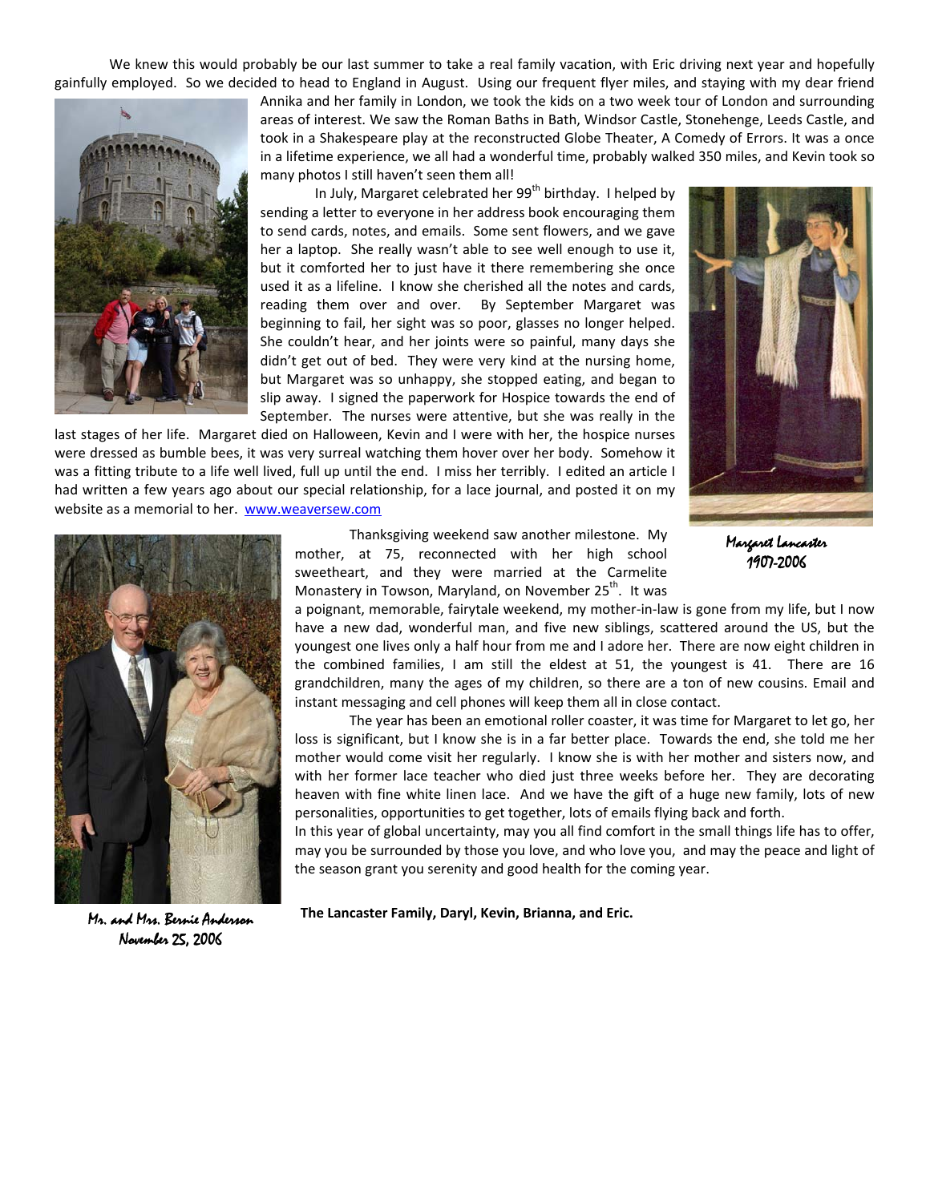We knew this would probably be our last summer to take a real family vacation, with Eric driving next year and hopefully gainfully employed. So we decided to head to England in August. Using our frequent flyer miles, and staying with my dear friend Annika and her family in London, we took the kids on a two week tour of London and surrounding areas of interest. We saw the Roman Baths in Bath, Windsor Castle, Stonehenge, Leeds Castle, and took in a Shakespeare play at the reconstructed Globe Theater, A Comedy of Errors. It was a once in a lifetime experience, we all had a wonderful time, probably walked 350 miles, and Kevin took so many photos I still haven't seen them all!

In July, Margaret celebrated her 99th birthday. I helped by sending a letter to everyone in her address book encouraging them to send cards, notes, and emails. Some sent flowers, and we gave her a laptop. She really wasn't able to see well enough to use it, but it comforted her to just have it there remembering she once used it as a lifeline. I know she cherished all the notes and cards, reading them over and over. By September Margaret was beginning to fail, her sight was so poor, glasses no longer helped. She couldn't hear, and her joints were so painful, many days she didn't get out of bed. They were very kind at the nursing home, but Margaret was so unhappy, she stopped eating, and began to slip away. I signed the paperwork for Hospice towards the end of September. The nurses were attentive, but she was really in the last stages of her life. Margaret died on Halloween, Kevin and I were with her, the hospice nurses were dressed as bumble bees, it was very surreal watching them hover over her body. Somehow it was a fitting tribute to a life well lived, full up until the end. I miss her terribly. I edited an article I had written a few years ago about our special relationship, for a lace journal, and posted it on my website as a memorial to her. www.weaversew.com

Margaret Lancaster
1907-2006

Thanksgiving weekend saw another milestone. My mother, at 75, reconnected with her high school sweetheart, and they were married at the Carmelite Monastery in Towson, Maryland, on November 25th. It was a poignant, memorable, fairytale weekend, my mother-in-law is gone from my life, but I now have a new dad, wonderful man, and five new siblings, scattered around the US, but the youngest one lives only a half hour from me and I adore her. There are now eight children in the combined families, I am still the eldest at 51, the youngest is 41. There are 16 grandchildren, many the ages of my children, so there are a ton of new cousins. Email and instant messaging and cell phones will keep them all in close contact.

The year has been an emotional roller coaster, it was time for Margaret to let go, her loss is significant, but I know she is in a far better place. Towards the end, she told me her mother would come visit her regularly. I know she is with her mother and sisters now, and with her former lace teacher who died just three weeks before her. They are decorating heaven with fine white linen lace. And we have the gift of a huge new family, lots of new personalities, opportunities to get together, lots of emails flying back and forth.

In this year of global uncertainty, may you all find comfort in the small things life has to offer, may you be surrounded by those you love, and who love you, and may the peace and light of the season grant you serenity and good health for the coming year.

Mr. and Mrs. Bernie Anderson
November 25, 2006

**The Lancaster Family, Daryl, Kevin, Brianna, and Eric.**